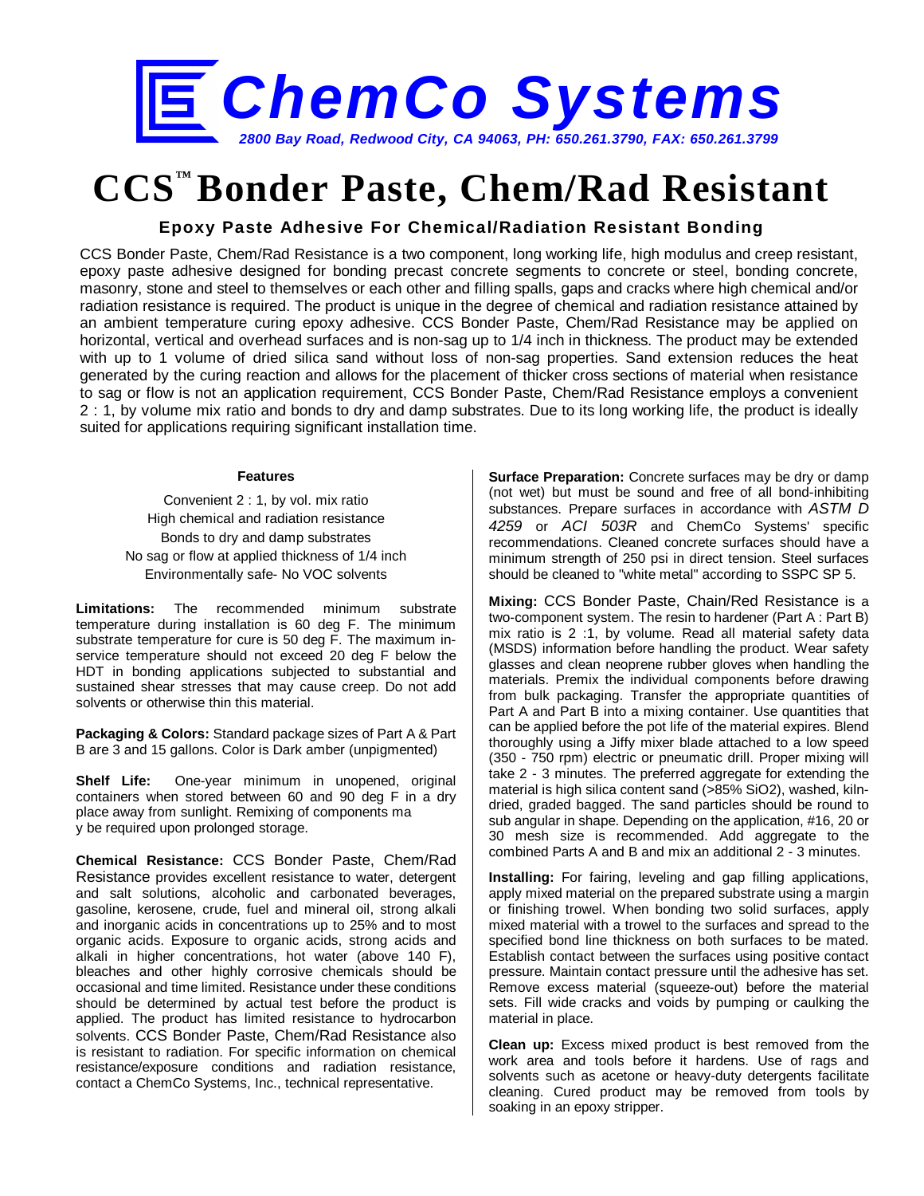# ChemCo Systems

*2800 Bay Road, Redwood City, CA 94063, PH: 650.261.3790, FAX: 650.261.3799*

# CCS™ Bonder Paste, Chem/Rad Resistant

### Epoxy Paste Adhesive For Chemical/Radiation Resistant Bonding

CCS Bonder Paste, Chem/Rad Resistance is a two component, long working life, high modulus and creep resistant, epoxy paste adhesive designed for bonding precast concrete segments to concrete or steel, bonding concrete, masonry, stone and steel to themselves or each other and filling spalls, gaps and cracks where high chemical and/or radiation resistance is required. The product is unique in the degree of chemical and radiation resistance attained by an ambient temperature curing epoxy adhesive. CCS Bonder Paste, Chem/Rad Resistance may be applied on horizontal, vertical and overhead surfaces and is non-sag up to 1/4 inch in thickness. The product may be extended with up to 1 volume of dried silica sand without loss of non-sag properties. Sand extension reduces the heat generated by the curing reaction and allows for the placement of thicker cross sections of material when resistance to sag or flow is not an application requirement, CCS Bonder Paste, Chem/Rad Resistance employs a convenient 2 : 1, by volume mix ratio and bonds to dry and damp substrates. Due to its long working life, the product is ideally suited for applications requiring significant installation time.

**Features**

Convenient 2 : 1, by vol. mix ratio
High chemical and radiation resistance
Bonds to dry and damp substrates
No sag or flow at applied thickness of 1/4 inch
Environmentally safe- No VOC solvents

**Limitations:** The recommended minimum substrate temperature during installation is 60 deg F. The minimum substrate temperature for cure is 50 deg F. The maximum in-service temperature should not exceed 20 deg F below the HDT in bonding applications subjected to substantial and sustained shear stresses that may cause creep. Do not add solvents or otherwise thin this material.

**Packaging & Colors:** Standard package sizes of Part A & Part B are 3 and 15 gallons. Color is Dark amber (unpigmented)

**Shelf Life:** One-year minimum in unopened, original containers when stored between 60 and 90 deg F in a dry place away from sunlight. Remixing of components may be required upon prolonged storage.

**Chemical Resistance:** CCS Bonder Paste, Chem/Rad Resistance provides excellent resistance to water, detergent and salt solutions, alcoholic and carbonated beverages, gasoline, kerosene, crude, fuel and mineral oil, strong alkali and inorganic acids in concentrations up to 25% and to most organic acids. Exposure to organic acids, strong acids and alkali in higher concentrations, hot water (above 140 F), bleaches and other highly corrosive chemicals should be occasional and time limited. Resistance under these conditions should be determined by actual test before the product is applied. The product has limited resistance to hydrocarbon solvents. CCS Bonder Paste, Chem/Rad Resistance also is resistant to radiation. For specific information on chemical resistance/exposure conditions and radiation resistance, contact a ChemCo Systems, Inc., technical representative.

**Surface Preparation:** Concrete surfaces may be dry or damp (not wet) but must be sound and free of all bond-inhibiting substances. Prepare surfaces in accordance with *ASTM D 4259* or *ACI 503R* and ChemCo Systems' specific recommendations. Cleaned concrete surfaces should have a minimum strength of 250 psi in direct tension. Steel surfaces should be cleaned to "white metal" according to SSPC SP 5.

**Mixing:** CCS Bonder Paste, Chain/Red Resistance is a two-component system. The resin to hardener (Part A : Part B) mix ratio is 2 :1, by volume. Read all material safety data (MSDS) information before handling the product. Wear safety glasses and clean neoprene rubber gloves when handling the materials. Premix the individual components before drawing from bulk packaging. Transfer the appropriate quantities of Part A and Part B into a mixing container. Use quantities that can be applied before the pot life of the material expires. Blend thoroughly using a Jiffy mixer blade attached to a low speed (350 - 750 rpm) electric or pneumatic drill. Proper mixing will take 2 - 3 minutes. The preferred aggregate for extending the material is high silica content sand (>85% $SiO_2$), washed, kiln-dried, graded bagged. The sand particles should be round to sub angular in shape. Depending on the application, #16, 20 or 30 mesh size is recommended. Add aggregate to the combined Parts A and B and mix an additional 2 - 3 minutes.

**Installing:** For fairing, leveling and gap filling applications, apply mixed material on the prepared substrate using a margin or finishing trowel. When bonding two solid surfaces, apply mixed material with a trowel to the surfaces and spread to the specified bond line thickness on both surfaces to be mated. Establish contact between the surfaces using positive contact pressure. Maintain contact pressure until the adhesive has set. Remove excess material (squeeze-out) before the material sets. Fill wide cracks and voids by pumping or caulking the material in place.

**Clean up:** Excess mixed product is best removed from the work area and tools before it hardens. Use of rags and solvents such as acetone or heavy-duty detergents facilitate cleaning. Cured product may be removed from tools by soaking in an epoxy stripper.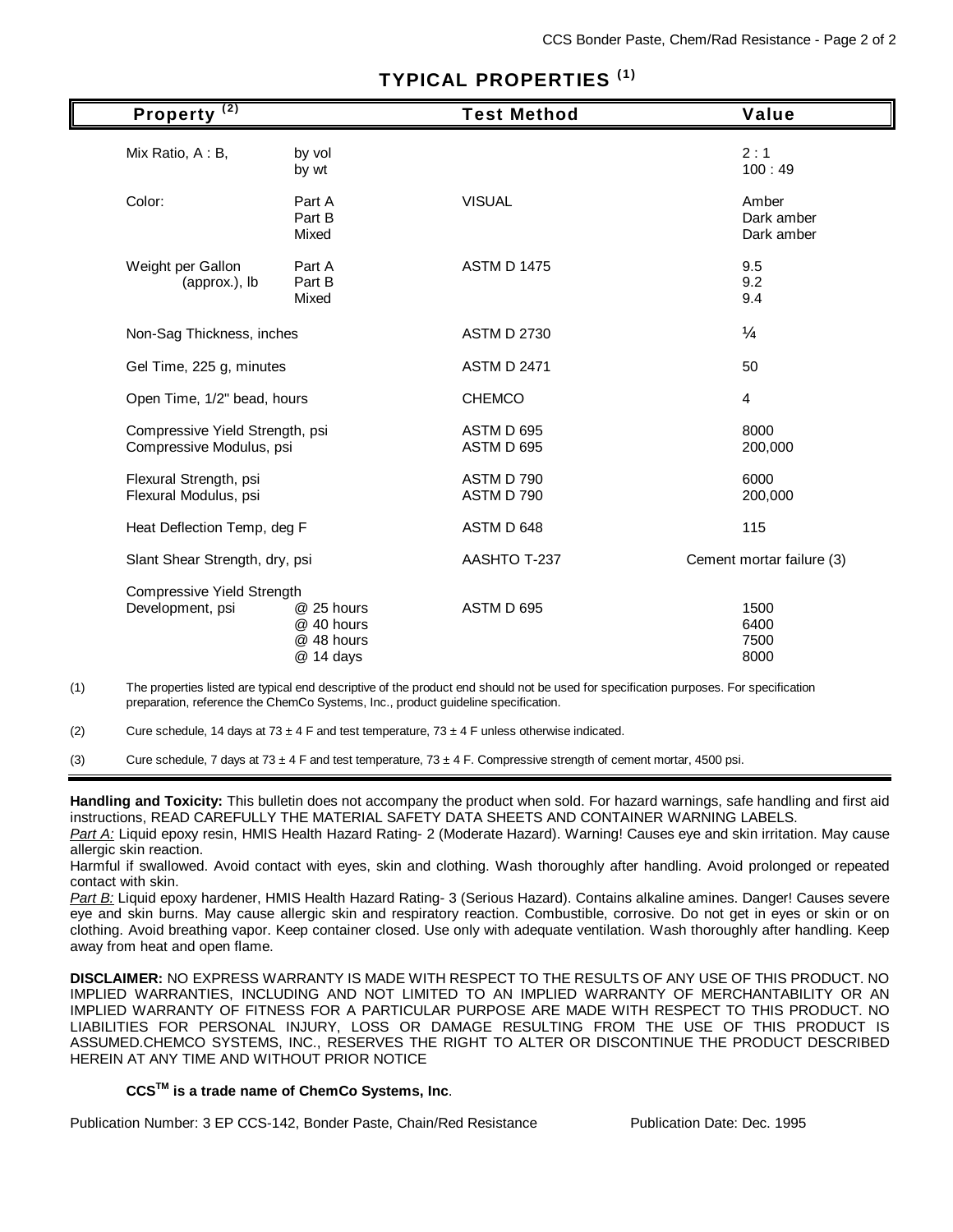## TYPICAL PROPERTIES [1]

| Property [2] | | Test Method | Value |
| --- | --- | --- | --- |
| Mix Ratio, A : B, | by vol<br>by wt | | 2 : 1<br>100 : 49 |
| Color: | Part A<br>Part B<br>Mixed | VISUAL | Amber<br>Dark amber<br>Dark amber |
| Weight per Gallon (approx.), lb | Part A<br>Part B<br>Mixed | ASTM D 1475 | 9.5<br>9.2<br>9.4 |
| Non-Sag Thickness, inches | | ASTM D 2730 | ¼ |
| Gel Time, 225 g, minutes | | ASTM D 2471 | 50 |
| Open Time, 1/2" bead, hours | | CHEMCO | 4 |
| Compressive Yield Strength, psi<br>Compressive Modulus, psi | | ASTM D 695<br>ASTM D 695 | 8000<br>200,000 |
| Flexural Strength, psi<br>Flexural Modulus, psi | | ASTM D 790<br>ASTM D 790 | 6000<br>200,000 |
| Heat Deflection Temp, deg F | | ASTM D 648 | 115 |
| Slant Shear Strength, dry, psi | | AASHTO T-237 | Cement mortar failure (3) |
| Compressive Yield Strength Development, psi | @ 25 hours<br>@ 40 hours<br>@ 48 hours<br>@ 14 days | ASTM D 695 | 1500<br>6400<br>7500<br>8000 |

(1) The properties listed are typical end descriptive of the product end should not be used for specification purposes. For specification preparation, reference the ChemCo Systems, Inc., product guideline specification.

(2) Cure schedule, 14 days at 73 ± 4 F and test temperature, 73 ± 4 F unless otherwise indicated.

(3) Cure schedule, 7 days at 73 ± 4 F and test temperature, 73 ± 4 F. Compressive strength of cement mortar, 4500 psi.

**Handling and Toxicity:** This bulletin does not accompany the product when sold. For hazard warnings, safe handling and first aid instructions, READ CAREFULLY THE MATERIAL SAFETY DATA SHEETS AND CONTAINER WARNING LABELS.
*Part A:* Liquid epoxy resin, HMIS Health Hazard Rating- 2 (Moderate Hazard). Warning! Causes eye and skin irritation. May cause allergic skin reaction.
Harmful if swallowed. Avoid contact with eyes, skin and clothing. Wash thoroughly after handling. Avoid prolonged or repeated contact with skin.
*Part B:* Liquid epoxy hardener, HMIS Health Hazard Rating- 3 (Serious Hazard). Contains alkaline amines. Danger! Causes severe eye and skin burns. May cause allergic skin and respiratory reaction. Combustible, corrosive. Do not get in eyes or skin or on clothing. Avoid breathing vapor. Keep container closed. Use only with adequate ventilation. Wash thoroughly after handling. Keep away from heat and open flame.

**DISCLAIMER:** NO EXPRESS WARRANTY IS MADE WITH RESPECT TO THE RESULTS OF ANY USE OF THIS PRODUCT. NO IMPLIED WARRANTIES, INCLUDING AND NOT LIMITED TO AN IMPLIED WARRANTY OF MERCHANTABILITY OR AN IMPLIED WARRANTY OF FITNESS FOR A PARTICULAR PURPOSE ARE MADE WITH RESPECT TO THIS PRODUCT. NO LIABILITIES FOR PERSONAL INJURY, LOSS OR DAMAGE RESULTING FROM THE USE OF THIS PRODUCT IS ASSUMED.CHEMCO SYSTEMS, INC., RESERVES THE RIGHT TO ALTER OR DISCONTINUE THE PRODUCT DESCRIBED HEREIN AT ANY TIME AND WITHOUT PRIOR NOTICE

**CCS[TM] is a trade name of ChemCo Systems, Inc**.

Publication Number: 3 EP CCS-142, Bonder Paste, Chain/Red Resistance — Publication Date: Dec. 1995